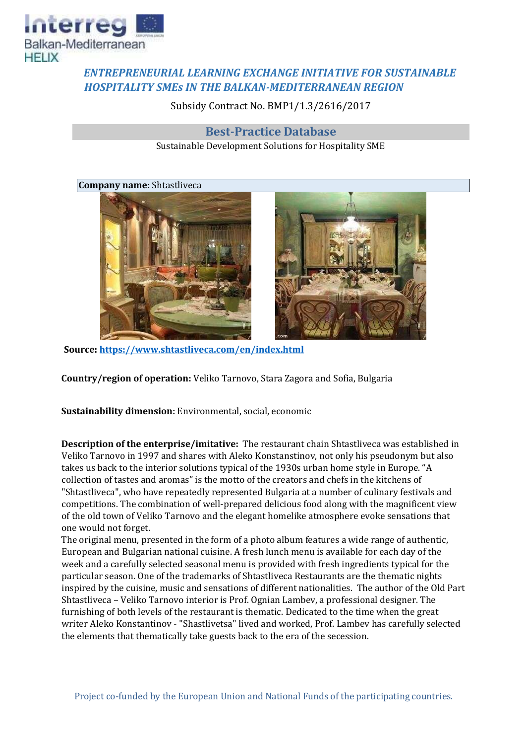Interreg Balkan-Mediterranean HELIX

## *ENTREPRENEURIAL LEARNING EXCHANGE INITIATIVE FOR SUSTAINABLE HOSPITALITY SMEs IN THE BALKAN-MEDITERRANEAN REGION*

Subsidy Contract No. BMP1/1.3/2616/2017

## Best-Practice Database

Sustainable Development Solutions for Hospitality SME

**Company name:** Shtastliveca

**Source:** https://www.shtastliveca.com/en/index.html

**Country/region of operation:** Veliko Tarnovo, Stara Zagora and Sofia, Bulgaria

**Sustainability dimension:** Environmental, social, economic

**Description of the enterprise/imitative:** The restaurant chain Shtastliveca was established in Veliko Tarnovo in 1997 and shares with Aleko Konstanstinov, not only his pseudonym but also takes us back to the interior solutions typical of the 1930s urban home style in Europe. "A collection of tastes and aromas" is the motto of the creators and chefs in the kitchens of "Shtastliveca", who have repeatedly represented Bulgaria at a number of culinary festivals and competitions. The combination of well-prepared delicious food along with the magnificent view of the old town of Veliko Tarnovo and the elegant homelike atmosphere evoke sensations that one would not forget.
The original menu, presented in the form of a photo album features a wide range of authentic, European and Bulgarian national cuisine. A fresh lunch menu is available for each day of the week and a carefully selected seasonal menu is provided with fresh ingredients typical for the particular season. One of the trademarks of Shtastliveca Restaurants are the thematic nights inspired by the cuisine, music and sensations of different nationalities. The author of the Old Part Shtastliveca – Veliko Tarnovo interior is Prof. Ognian Lambev, a professional designer. The furnishing of both levels of the restaurant is thematic. Dedicated to the time when the great writer Aleko Konstantinov - "Shastlivetsa" lived and worked, Prof. Lambev has carefully selected the elements that thematically take guests back to the era of the secession.

Project co-funded by the European Union and National Funds of the participating countries.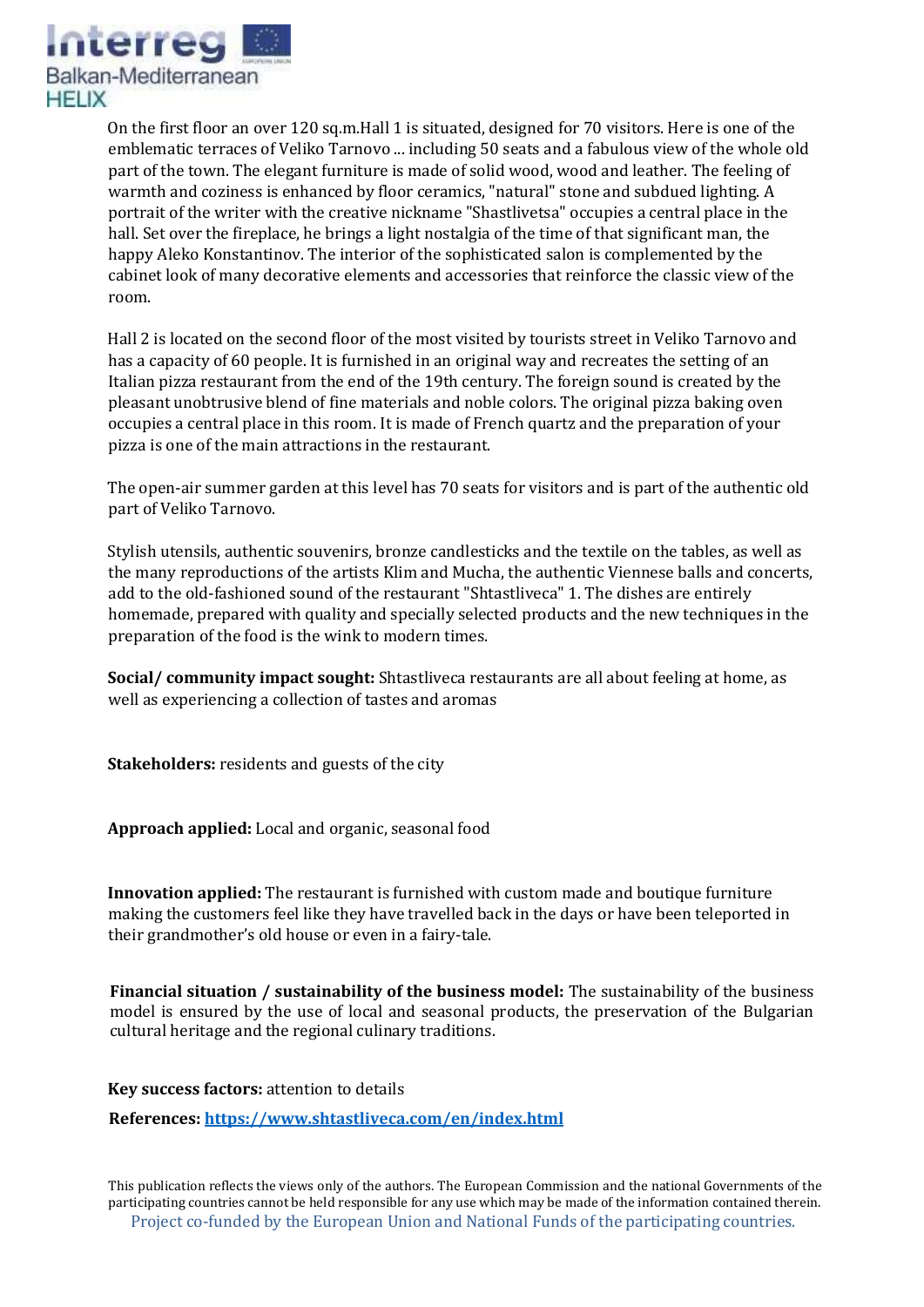On the first floor an over 120 sq.m.Hall 1 is situated, designed for 70 visitors. Here is one of the emblematic terraces of Veliko Tarnovo ... including 50 seats and a fabulous view of the whole old part of the town. The elegant furniture is made of solid wood, wood and leather. The feeling of warmth and coziness is enhanced by floor ceramics, "natural" stone and subdued lighting. A portrait of the writer with the creative nickname "Shastlivetsa" occupies a central place in the hall. Set over the fireplace, he brings a light nostalgia of the time of that significant man, the happy Aleko Konstantinov. The interior of the sophisticated salon is complemented by the cabinet look of many decorative elements and accessories that reinforce the classic view of the room.

Hall 2 is located on the second floor of the most visited by tourists street in Veliko Tarnovo and has a capacity of 60 people. It is furnished in an original way and recreates the setting of an Italian pizza restaurant from the end of the 19th century. The foreign sound is created by the pleasant unobtrusive blend of fine materials and noble colors. The original pizza baking oven occupies a central place in this room. It is made of French quartz and the preparation of your pizza is one of the main attractions in the restaurant.

The open-air summer garden at this level has 70 seats for visitors and is part of the authentic old part of Veliko Tarnovo.

Stylish utensils, authentic souvenirs, bronze candlesticks and the textile on the tables, as well as the many reproductions of the artists Klim and Mucha, the authentic Viennese balls and concerts, add to the old-fashioned sound of the restaurant "Shtastliveca" 1. The dishes are entirely homemade, prepared with quality and specially selected products and the new techniques in the preparation of the food is the wink to modern times.

**Social/ community impact sought:** Shtastliveca restaurants are all about feeling at home, as well as experiencing a collection of tastes and aromas

**Stakeholders:** residents and guests of the city

**Approach applied:** Local and organic, seasonal food

**Innovation applied:** The restaurant is furnished with custom made and boutique furniture making the customers feel like they have travelled back in the days or have been teleported in their grandmother's old house or even in a fairy-tale.

**Financial situation / sustainability of the business model:** The sustainability of the business model is ensured by the use of local and seasonal products, the preservation of the Bulgarian cultural heritage and the regional culinary traditions.

**Key success factors:** attention to details

**References:** https://www.shtastliveca.com/en/index.html

This publication reflects the views only of the authors. The European Commission and the national Governments of the participating countries cannot be held responsible for any use which may be made of the information contained therein.
Project co-funded by the European Union and National Funds of the participating countries.